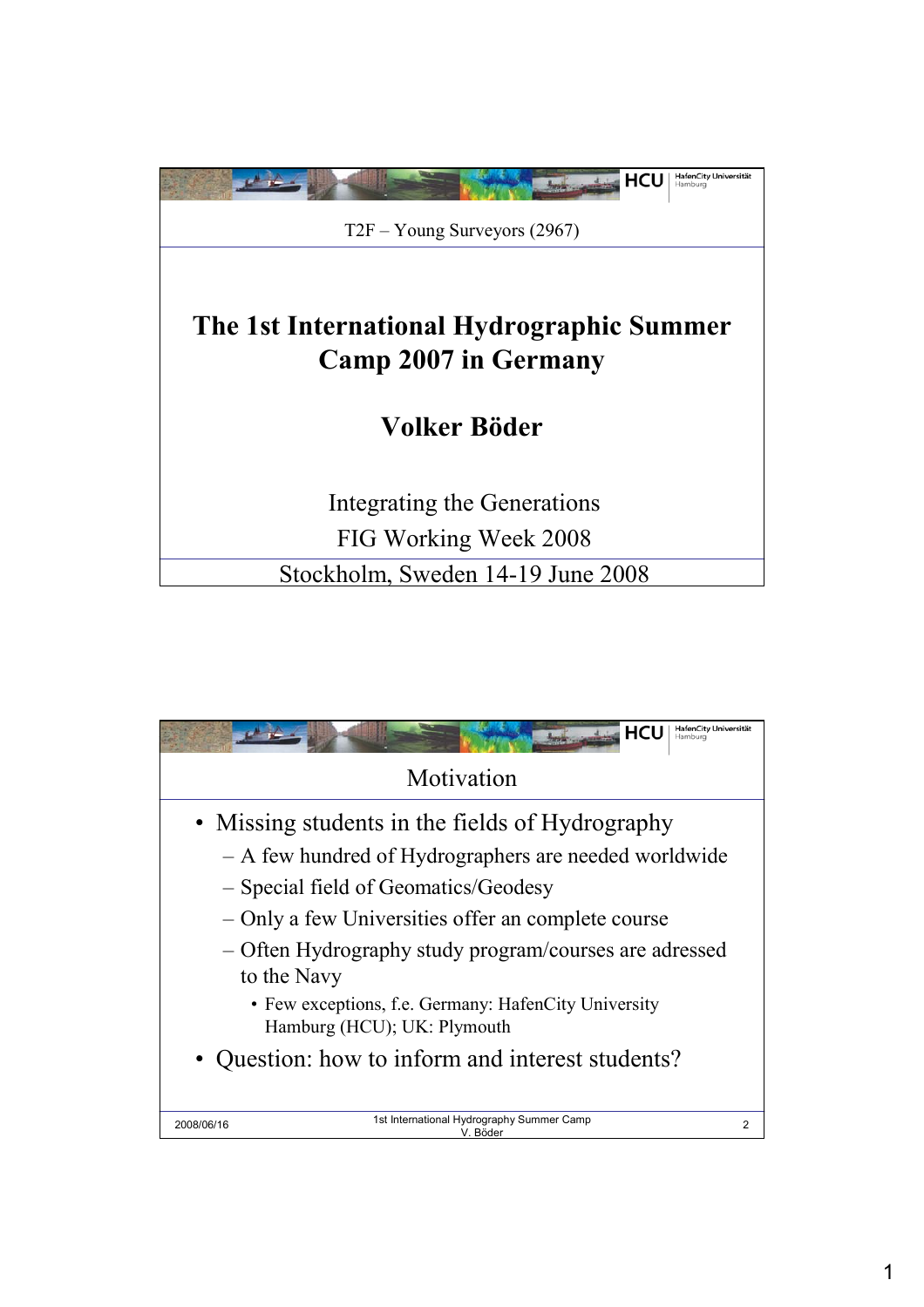T2F – Young Surveyors (2967)

# The 1st International Hydrographic Summer Camp 2007 in Germany

## Volker Böder

Integrating the Generations

FIG Working Week 2008

Stockholm, Sweden 14-19 June 2008

## Motivation

- Missing students in the fields of Hydrography
  - A few hundred of Hydrographers are needed worldwide
  - Special field of Geomatics/Geodesy
  - Only a few Universities offer an complete course
  - Often Hydrography study program/courses are adressed to the Navy
    - Few exceptions, f.e. Germany: HafenCity University Hamburg (HCU); UK: Plymouth
- Question: how to inform and interest students?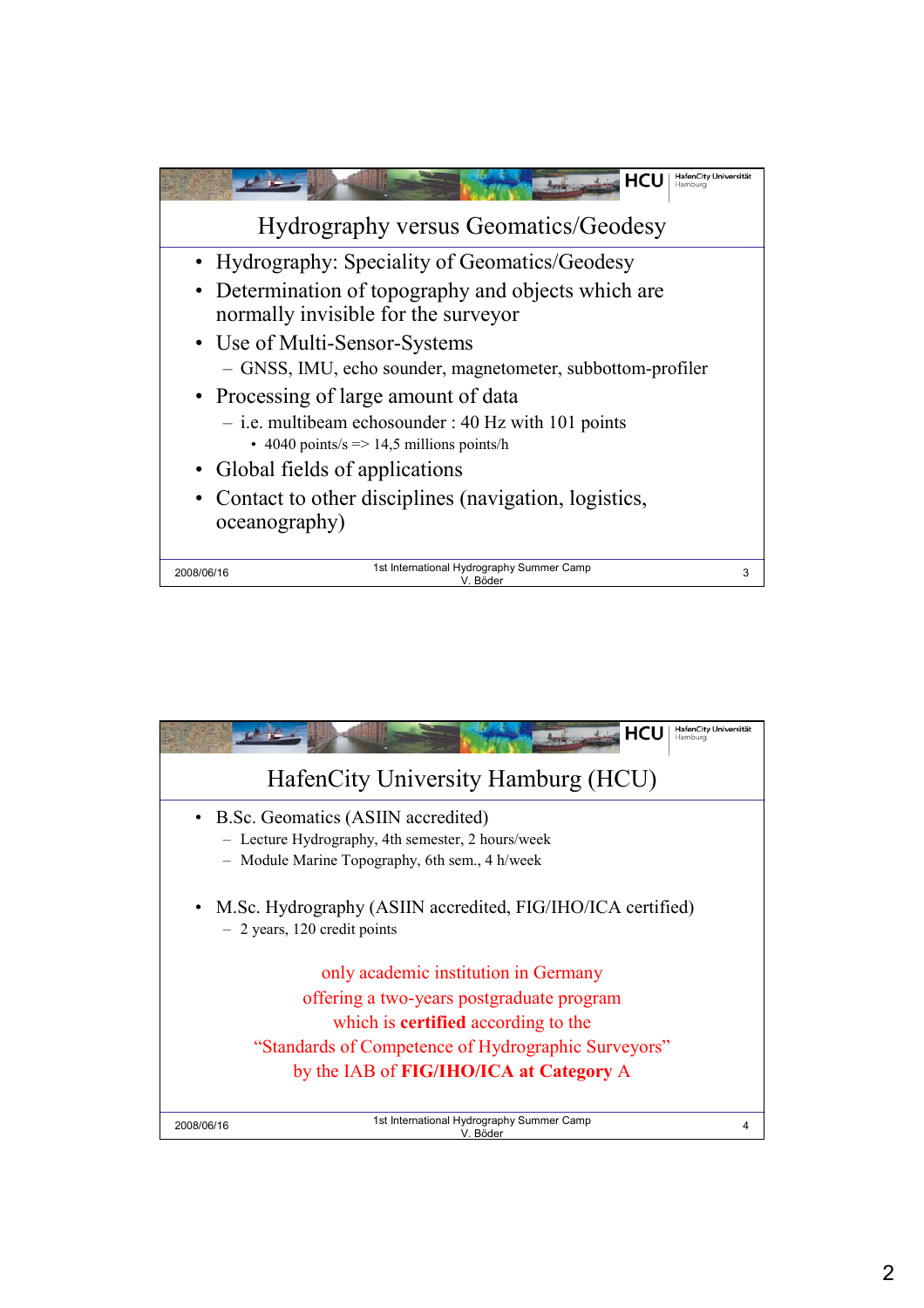## Hydrography versus Geomatics/Geodesy

- Hydrography: Speciality of Geomatics/Geodesy
- Determination of topography and objects which are normally invisible for the surveyor
- Use of Multi-Sensor-Systems
  - GNSS, IMU, echo sounder, magnetometer, subbottom-profiler
- Processing of large amount of data
  - i.e. multibeam echosounder : 40 Hz with 101 points
    - 4040 points/s => 14,5 millions points/h
- Global fields of applications
- Contact to other disciplines (navigation, logistics, oceanography)

2008/06/16 — 1st International Hydrography Summer Camp — V. Böder

## HafenCity University Hamburg (HCU)

- B.Sc. Geomatics (ASIIN accredited)
  - Lecture Hydrography, 4th semester, 2 hours/week
  - Module Marine Topography, 6th sem., 4 h/week
- M.Sc. Hydrography (ASIIN accredited, FIG/IHO/ICA certified)
  - 2 years, 120 credit points

only academic institution in Germany
offering a two-years postgraduate program
which is **certified** according to the
"Standards of Competence of Hydrographic Surveyors"
by the IAB of **FIG/IHO/ICA at Category** A

2008/06/16 — 1st International Hydrography Summer Camp — V. Böder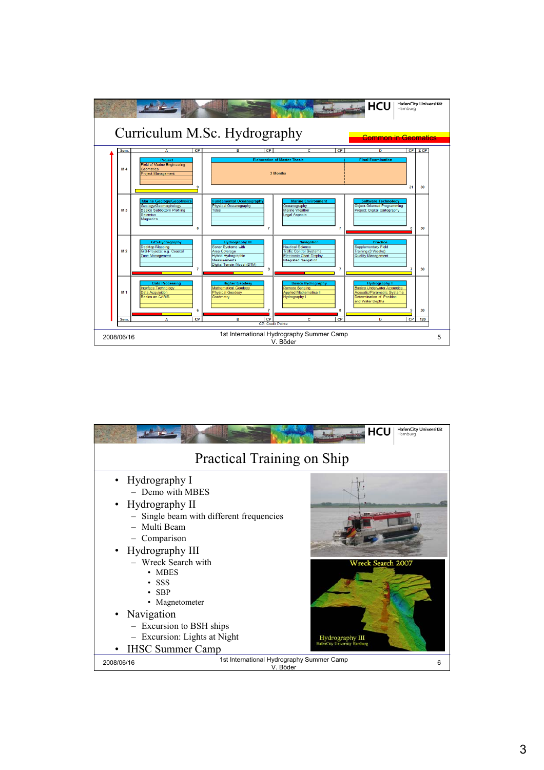# Curriculum M.Sc. Hydrography

Common in Geomatics

| Sem. | A | CP | B | CP | C | CP | D | CP | Σ CP |
|---|---|---|---|---|---|---|---|---|---|
| M 4 | Project: Field of Marine Engineering, Geomatics, Project Management | 9 | Elaboration of Master Thesis: 3 Months | | | | Final Examination | 21 | 30 |
| M 3 | Marine Geology/Geophysics: Geology/Geomorphology, Basics Subbottom Profiling, Seismics, Magnetics | 8 | Fundamental Oceanography: Physical Oceanography, Tides | 7 | Marine Environment: Oceanography, Marine Weather, Legal Aspects | 7 | Software Technology: Object-Oriented Programming, Project: Digital Cartography | 8 | 30 |
| M 2 | GIS-Hydrography: Desktop Mapping, GIS-Projects: e.g. Coastal Zone Management | 7 | Hydrography III: Sonar Systems with Area Coverage, Hybrid Hydrographic Measurements, Digital Terrain Model (DTM) | 9 | Navigation: Nautical Science, Traffic Control Systems, Electronic Chart Display, Integrated Navigation | 7 | Practice: Supplementary Field Training (3 Weeks), Quality Management | 7 | 30 |
| M 1 | Data Processing: Interface Technology, Data Acquisition, Basics on CARIS | 6 | Higher Geodesy: Mathematical Geodesy, Physical Geodesy, Gravimetry | 7 | Basics Hydrography: Remote Sensing, Applied Mathematics II, Hydrography I | 8 | Hydrography II: Basics Underwater Acoustics, Acoustic/Parametric Systems, Determination of Position and Water Depths | 9 | 30 |
| Sem. | A | CP | B | CP | C | CP | D | CP | 120 |

CP: Credit Points

# Practical Training on Ship

- Hydrography I
  - Demo with MBES
- Hydrography II
  - Single beam with different frequencies
  - Multi Beam
  - Comparison
- Hydrography III
  - Wreck Search with
    - MBES
    - SSS
    - SBP
    - Magnetometer
- Navigation
  - Excursion to BSH ships
  - Excursion: Lights at Night
- IHSC Summer Camp

Wreck Search 2007

Hydrography III
HafenCity University Hamburg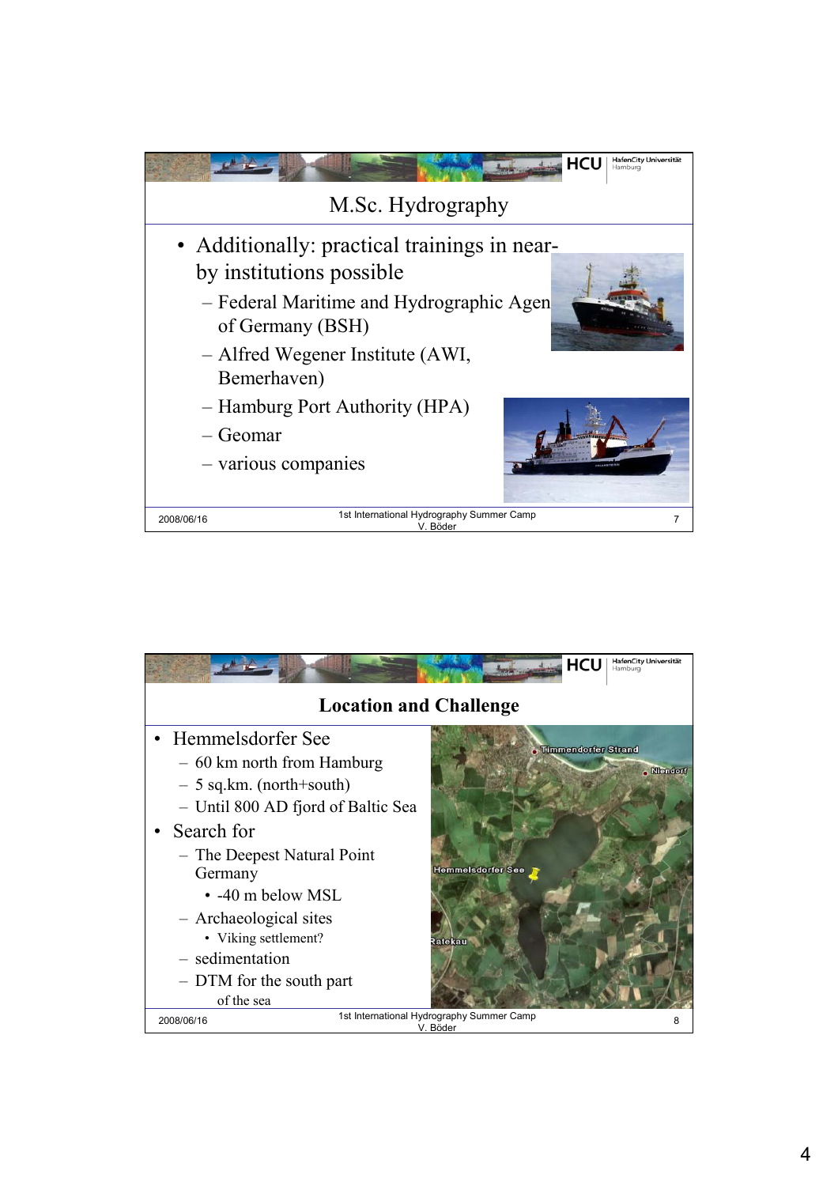## M.Sc. Hydrography

- Additionally: practical trainings in near-by institutions possible
  - Federal Maritime and Hydrographic Agency of Germany (BSH)
  - Alfred Wegener Institute (AWI, Bemerhaven)
  - Hamburg Port Authority (HPA)
  - Geomar
  - various companies

2008/06/16 — 1st International Hydrography Summer Camp — V. Böder — 7

## Location and Challenge

- Hemmelsdorfer See
  - 60 km north from Hamburg
  - 5 sq.km. (north+south)
  - Until 800 AD fjord of Baltic Sea
- Search for
  - The Deepest Natural Point Germany
    - -40 m below MSL
  - Archaeological sites
    - Viking settlement?
  - sedimentation
  - DTM for the south part of the sea

2008/06/16 — 1st International Hydrography Summer Camp — V. Böder — 8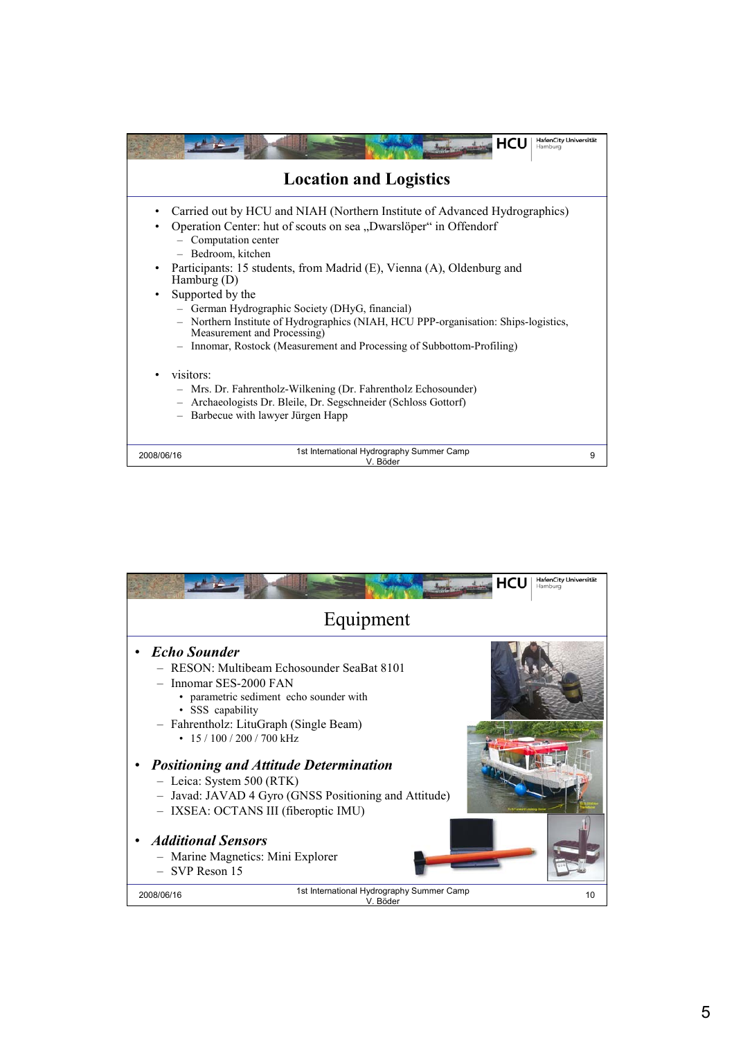## Location and Logistics

- Carried out by HCU and NIAH (Northern Institute of Advanced Hydrographics)
- Operation Center: hut of scouts on sea „Dwarslöper" in Offendorf
  - Computation center
  - Bedroom, kitchen
- Participants: 15 students, from Madrid (E), Vienna (A), Oldenburg and Hamburg (D)
- Supported by the
  - German Hydrographic Society (DHyG, financial)
  - Northern Institute of Hydrographics (NIAH, HCU PPP-organisation: Ships-logistics, Measurement and Processing)
  - Innomar, Rostock (Measurement and Processing of Subbottom-Profiling)
- visitors:
  - Mrs. Dr. Fahrentholz-Wilkening (Dr. Fahrentholz Echosounder)
  - Archaeologists Dr. Bleile, Dr. Segschneider (Schloss Gottorf)
  - Barbecue with lawyer Jürgen Happ

## Equipment

- ***Echo Sounder***
  - RESON: Multibeam Echosounder SeaBat 8101
  - Innomar SES-2000 FAN
    - parametric sediment echo sounder with
    - SSS capability
  - Fahrentholz: LituGraph (Single Beam)
    - 15 / 100 / 200 / 700 kHz
- ***Positioning and Attitude Determination***
  - Leica: System 500 (RTK)
  - Javad: JAVAD 4 Gyro (GNSS Positioning and Attitude)
  - IXSEA: OCTANS III (fiberoptic IMU)
- ***Additional Sensors***
  - Marine Magnetics: Mini Explorer
  - SVP Reson 15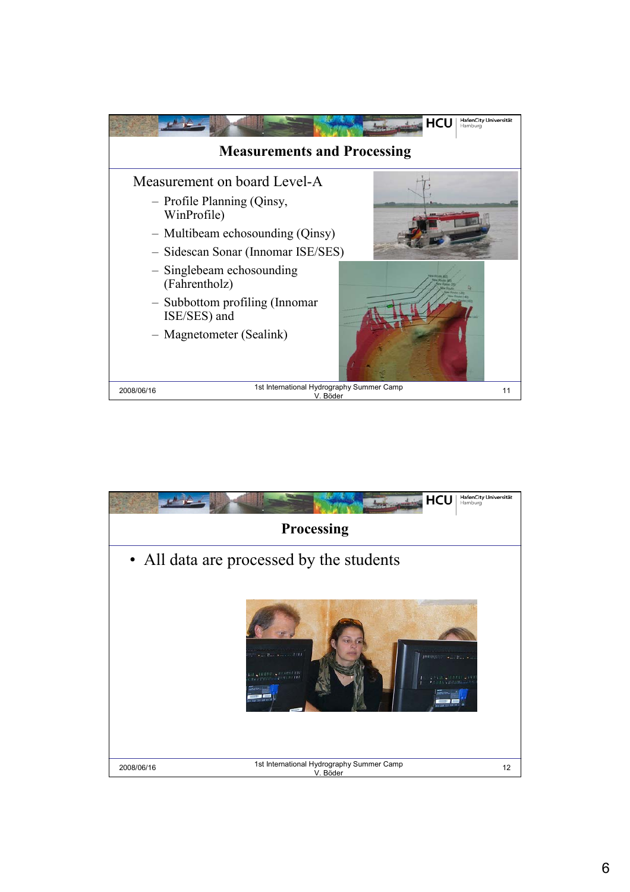## Measurements and Processing

Measurement on board Level-A

- Profile Planning (Qinsy, WinProfile)
- Multibeam echosounding (Qinsy)
- Sidescan Sonar (Innomar ISE/SES)
- Singlebeam echosounding (Fahrentholz)
- Subbottom profiling (Innomar ISE/SES) and
- Magnetometer (Sealink)

## Processing

- All data are processed by the students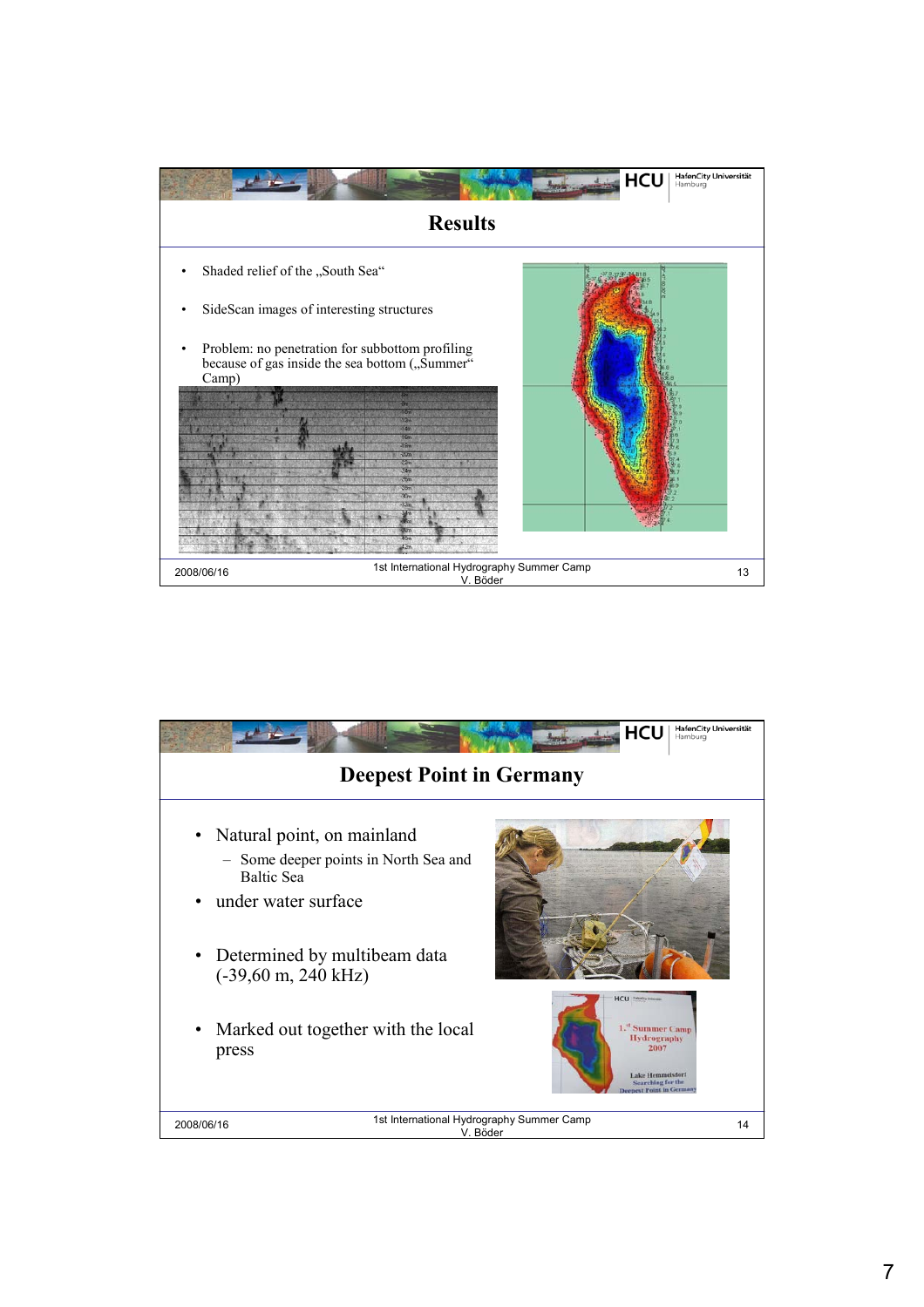## Results

- Shaded relief of the „South Sea“
- SideScan images of interesting structures
- Problem: no penetration for subbottom profiling because of gas inside the sea bottom („Summer“ Camp)

## Deepest Point in Germany

- Natural point, on mainland
  - Some deeper points in North Sea and Baltic Sea
- under water surface
- Determined by multibeam data (-39,60 m, 240 kHz)
- Marked out together with the local press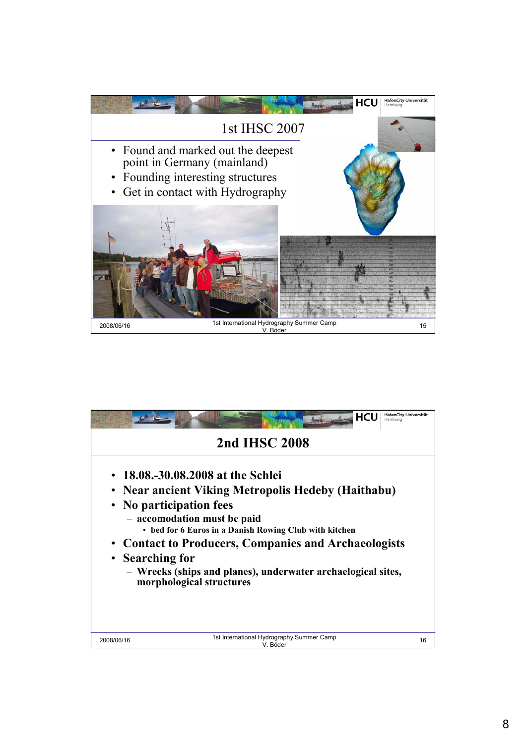## 1st IHSC 2007

- Found and marked out the deepest point in Germany (mainland)
- Founding interesting structures
- Get in contact with Hydrography

## 2nd IHSC 2008

- **18.08.-30.08.2008 at the Schlei**
- **Near ancient Viking Metropolis Hedeby (Haithabu)**
- **No participation fees**
  - **accomodation must be paid**
    - **bed for 6 Euros in a Danish Rowing Club with kitchen**
- **Contact to Producers, Companies and Archaeologists**
- **Searching for**
  - **Wrecks (ships and planes), underwater archaelogical sites, morphological structures**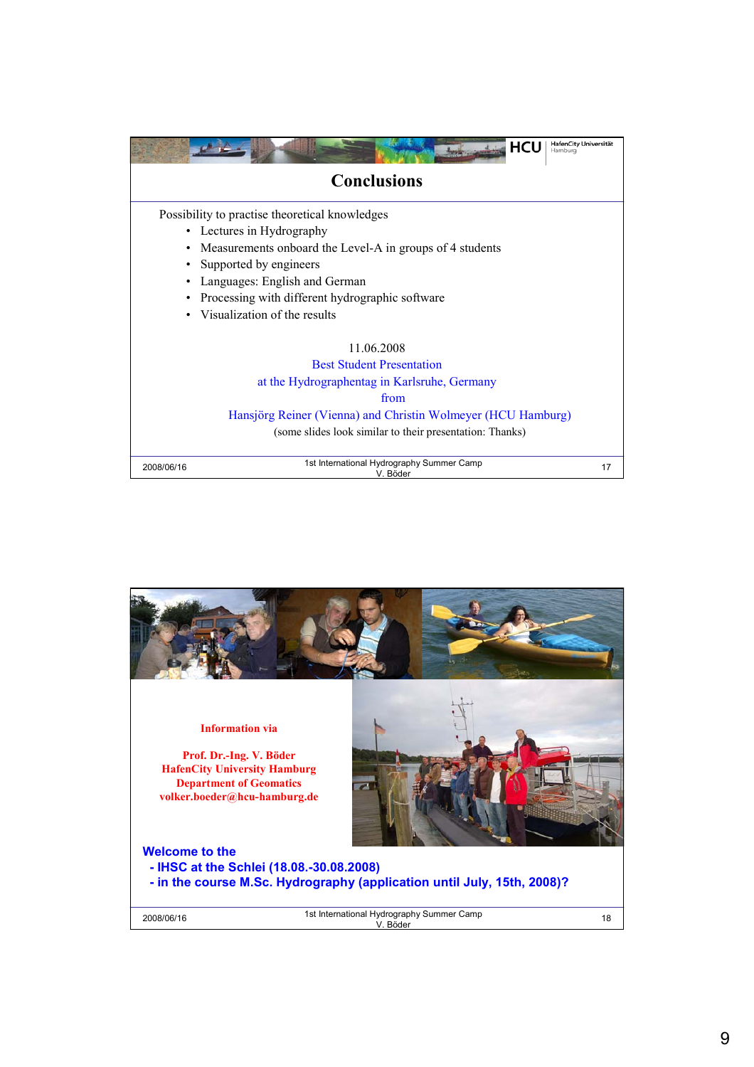# Conclusions

Possibility to practise theoretical knowledges

- Lectures in Hydrography
- Measurements onboard the Level-A in groups of 4 students
- Supported by engineers
- Languages: English and German
- Processing with different hydrographic software
- Visualization of the results

11.06.2008
Best Student Presentation
at the Hydrographentag in Karlsruhe, Germany
from
Hansjörg Reiner (Vienna) and Christin Wolmeyer (HCU Hamburg)
(some slides look similar to their presentation: Thanks)

---

**Information via**

**Prof. Dr.-Ing. V. Böder**
**HafenCity University Hamburg**
**Department of Geomatics**
**volker.boeder@hcu-hamburg.de**

**Welcome to the**
**- IHSC at the Schlei (18.08.-30.08.2008)**
**- in the course M.Sc. Hydrography (application until July, 15th, 2008)?**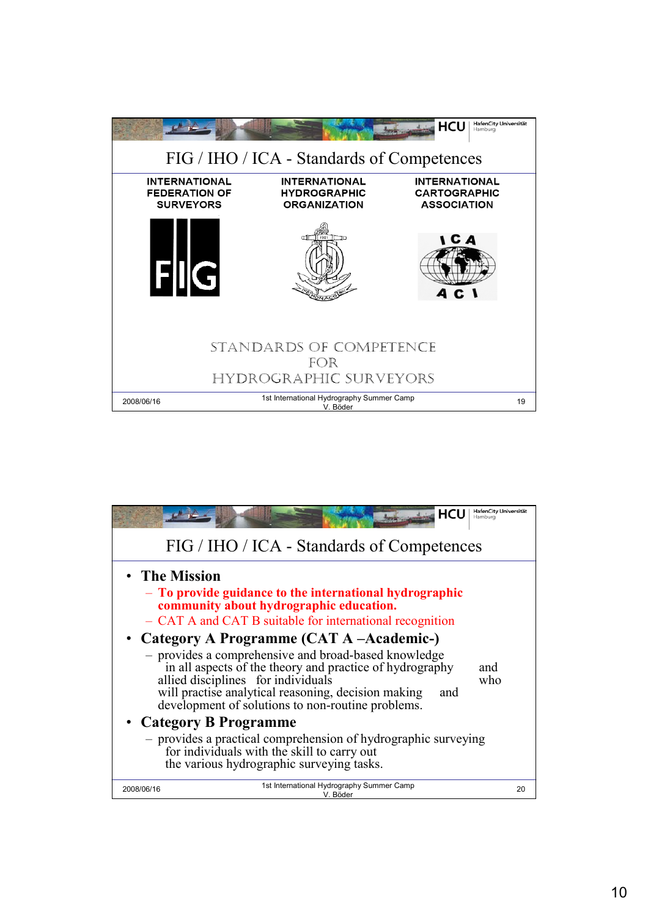## FIG / IHO / ICA - Standards of Competences

INTERNATIONAL FEDERATION OF SURVEYORS

INTERNATIONAL HYDROGRAPHIC ORGANIZATION

INTERNATIONAL CARTOGRAPHIC ASSOCIATION

STANDARDS OF COMPETENCE FOR HYDROGRAPHIC SURVEYORS

2008/06/16 — 1st International Hydrography Summer Camp — V. Böder — 19

## FIG / IHO / ICA - Standards of Competences

- **The Mission**
  - **To provide guidance to the international hydrographic community about hydrographic education.**
  - CAT A and CAT B suitable for international recognition
- **Category A Programme (CAT A –Academic-)**
  - provides a comprehensive and broad-based knowledge in all aspects of the theory and practice of hydrography and allied disciplines for individuals who will practise analytical reasoning, decision making and development of solutions to non-routine problems.
- **Category B Programme**
  - provides a practical comprehension of hydrographic surveying for individuals with the skill to carry out the various hydrographic surveying tasks.

2008/06/16 — 1st International Hydrography Summer Camp — V. Böder — 20